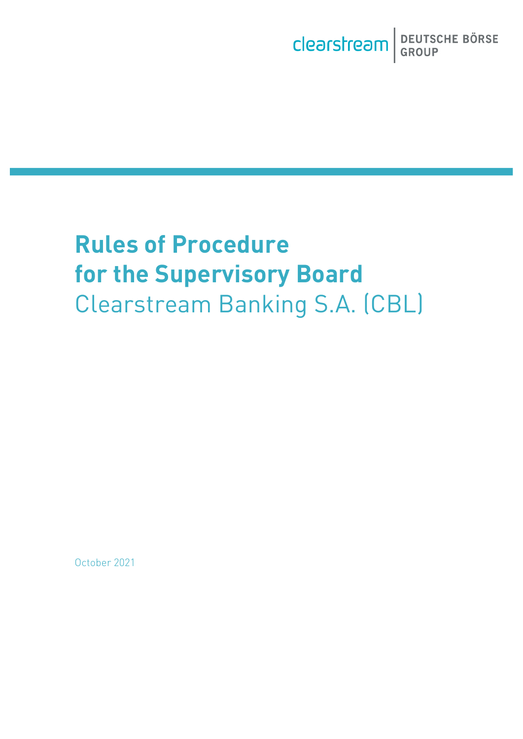clearstream | DEUTSCHE BÖRSE GROUP

# Rules of Procedure for the Supervisory Board

Clearstream Banking S.A. (CBL)

October 2021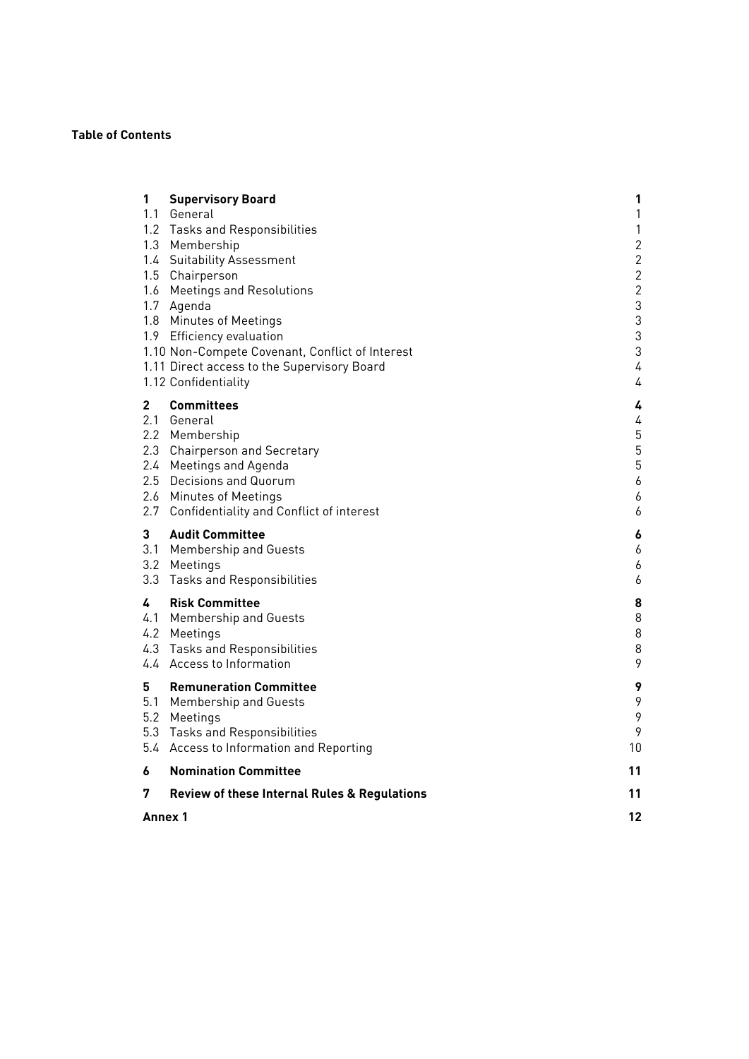**Table of Contents**

| | | |
|---|---|---|
| **1** | **Supervisory Board** | **1** |
| 1.1 | General | 1 |
| 1.2 | Tasks and Responsibilities | 1 |
| 1.3 | Membership | 2 |
| 1.4 | Suitability Assessment | 2 |
| 1.5 | Chairperson | 2 |
| 1.6 | Meetings and Resolutions | 2 |
| 1.7 | Agenda | 3 |
| 1.8 | Minutes of Meetings | 3 |
| 1.9 | Efficiency evaluation | 3 |
| 1.10 | Non-Compete Covenant, Conflict of Interest | 3 |
| 1.11 | Direct access to the Supervisory Board | 4 |
| 1.12 | Confidentiality | 4 |
| **2** | **Committees** | **4** |
| 2.1 | General | 4 |
| 2.2 | Membership | 5 |
| 2.3 | Chairperson and Secretary | 5 |
| 2.4 | Meetings and Agenda | 5 |
| 2.5 | Decisions and Quorum | 6 |
| 2.6 | Minutes of Meetings | 6 |
| 2.7 | Confidentiality and Conflict of interest | 6 |
| **3** | **Audit Committee** | **6** |
| 3.1 | Membership and Guests | 6 |
| 3.2 | Meetings | 6 |
| 3.3 | Tasks and Responsibilities | 6 |
| **4** | **Risk Committee** | **8** |
| 4.1 | Membership and Guests | 8 |
| 4.2 | Meetings | 8 |
| 4.3 | Tasks and Responsibilities | 8 |
| 4.4 | Access to Information | 9 |
| **5** | **Remuneration Committee** | **9** |
| 5.1 | Membership and Guests | 9 |
| 5.2 | Meetings | 9 |
| 5.3 | Tasks and Responsibilities | 9 |
| 5.4 | Access to Information and Reporting | 10 |
| **6** | **Nomination Committee** | **11** |
| **7** | **Review of these Internal Rules & Regulations** | **11** |
| | **Annex 1** | **12** |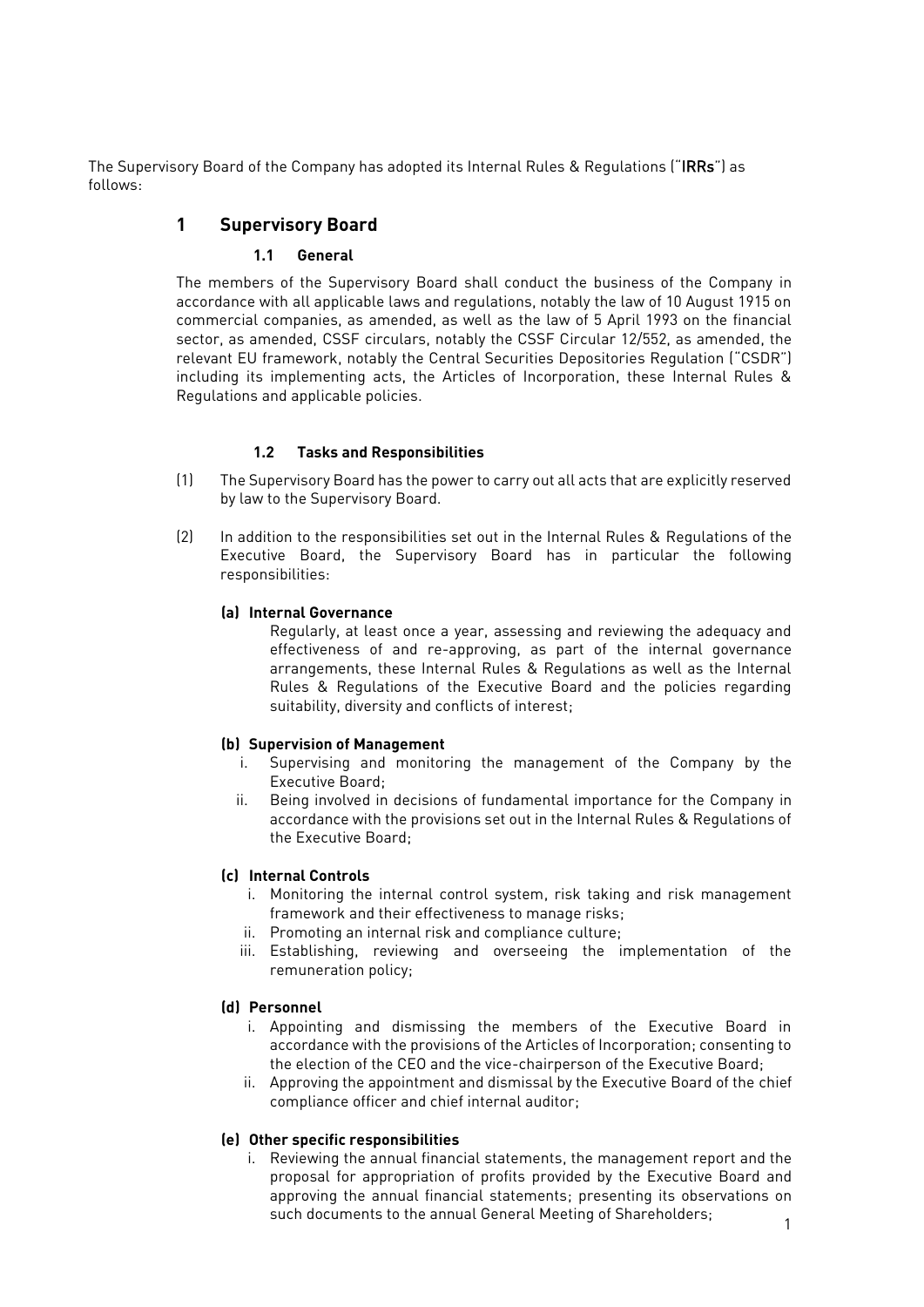The Supervisory Board of the Company has adopted its Internal Rules & Regulations ("**IRRs**") as follows:

# 1 Supervisory Board

## 1.1 General

The members of the Supervisory Board shall conduct the business of the Company in accordance with all applicable laws and regulations, notably the law of 10 August 1915 on commercial companies, as amended, as well as the law of 5 April 1993 on the financial sector, as amended, CSSF circulars, notably the CSSF Circular 12/552, as amended, the relevant EU framework, notably the Central Securities Depositories Regulation ("CSDR") including its implementing acts, the Articles of Incorporation, these Internal Rules & Regulations and applicable policies.

## 1.2 Tasks and Responsibilities

(1) The Supervisory Board has the power to carry out all acts that are explicitly reserved by law to the Supervisory Board.

(2) In addition to the responsibilities set out in the Internal Rules & Regulations of the Executive Board, the Supervisory Board has in particular the following responsibilities:

**(a) Internal Governance**

Regularly, at least once a year, assessing and reviewing the adequacy and effectiveness of and re-approving, as part of the internal governance arrangements, these Internal Rules & Regulations as well as the Internal Rules & Regulations of the Executive Board and the policies regarding suitability, diversity and conflicts of interest;

**(b) Supervision of Management**

i. Supervising and monitoring the management of the Company by the Executive Board;
ii. Being involved in decisions of fundamental importance for the Company in accordance with the provisions set out in the Internal Rules & Regulations of the Executive Board;

**(c) Internal Controls**

i. Monitoring the internal control system, risk taking and risk management framework and their effectiveness to manage risks;
ii. Promoting an internal risk and compliance culture;
iii. Establishing, reviewing and overseeing the implementation of the remuneration policy;

**(d) Personnel**

i. Appointing and dismissing the members of the Executive Board in accordance with the provisions of the Articles of Incorporation; consenting to the election of the CEO and the vice-chairperson of the Executive Board;
ii. Approving the appointment and dismissal by the Executive Board of the chief compliance officer and chief internal auditor;

**(e) Other specific responsibilities**

i. Reviewing the annual financial statements, the management report and the proposal for appropriation of profits provided by the Executive Board and approving the annual financial statements; presenting its observations on such documents to the annual General Meeting of Shareholders;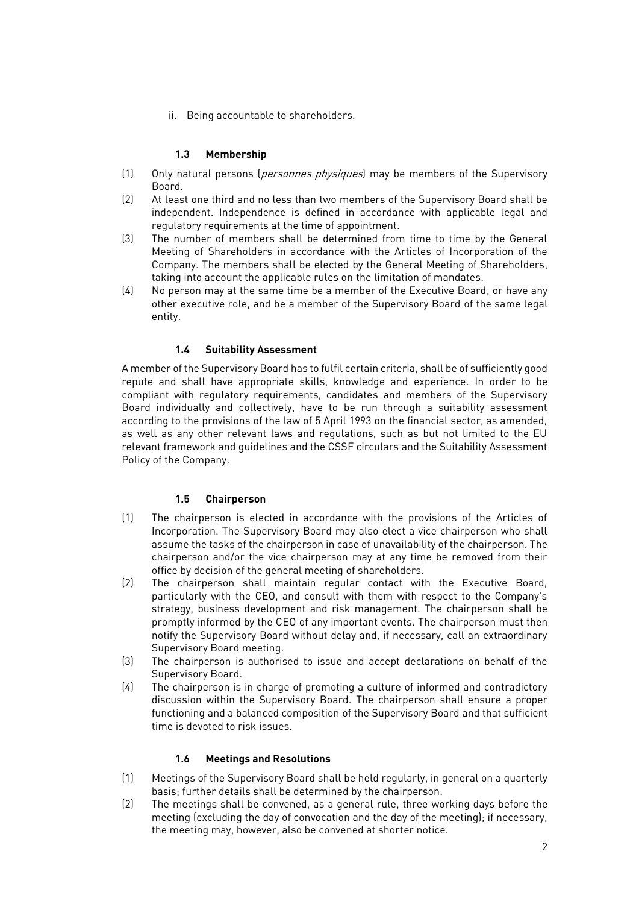ii. Being accountable to shareholders.

### 1.3 Membership

(1) Only natural persons (*personnes physiques*) may be members of the Supervisory Board.

(2) At least one third and no less than two members of the Supervisory Board shall be independent. Independence is defined in accordance with applicable legal and regulatory requirements at the time of appointment.

(3) The number of members shall be determined from time to time by the General Meeting of Shareholders in accordance with the Articles of Incorporation of the Company. The members shall be elected by the General Meeting of Shareholders, taking into account the applicable rules on the limitation of mandates.

(4) No person may at the same time be a member of the Executive Board, or have any other executive role, and be a member of the Supervisory Board of the same legal entity.

### 1.4 Suitability Assessment

A member of the Supervisory Board has to fulfil certain criteria, shall be of sufficiently good repute and shall have appropriate skills, knowledge and experience. In order to be compliant with regulatory requirements, candidates and members of the Supervisory Board individually and collectively, have to be run through a suitability assessment according to the provisions of the law of 5 April 1993 on the financial sector, as amended, as well as any other relevant laws and regulations, such as but not limited to the EU relevant framework and guidelines and the CSSF circulars and the Suitability Assessment Policy of the Company.

### 1.5 Chairperson

(1) The chairperson is elected in accordance with the provisions of the Articles of Incorporation. The Supervisory Board may also elect a vice chairperson who shall assume the tasks of the chairperson in case of unavailability of the chairperson. The chairperson and/or the vice chairperson may at any time be removed from their office by decision of the general meeting of shareholders.

(2) The chairperson shall maintain regular contact with the Executive Board, particularly with the CEO, and consult with them with respect to the Company's strategy, business development and risk management. The chairperson shall be promptly informed by the CEO of any important events. The chairperson must then notify the Supervisory Board without delay and, if necessary, call an extraordinary Supervisory Board meeting.

(3) The chairperson is authorised to issue and accept declarations on behalf of the Supervisory Board.

(4) The chairperson is in charge of promoting a culture of informed and contradictory discussion within the Supervisory Board. The chairperson shall ensure a proper functioning and a balanced composition of the Supervisory Board and that sufficient time is devoted to risk issues.

### 1.6 Meetings and Resolutions

(1) Meetings of the Supervisory Board shall be held regularly, in general on a quarterly basis; further details shall be determined by the chairperson.

(2) The meetings shall be convened, as a general rule, three working days before the meeting (excluding the day of convocation and the day of the meeting); if necessary, the meeting may, however, also be convened at shorter notice.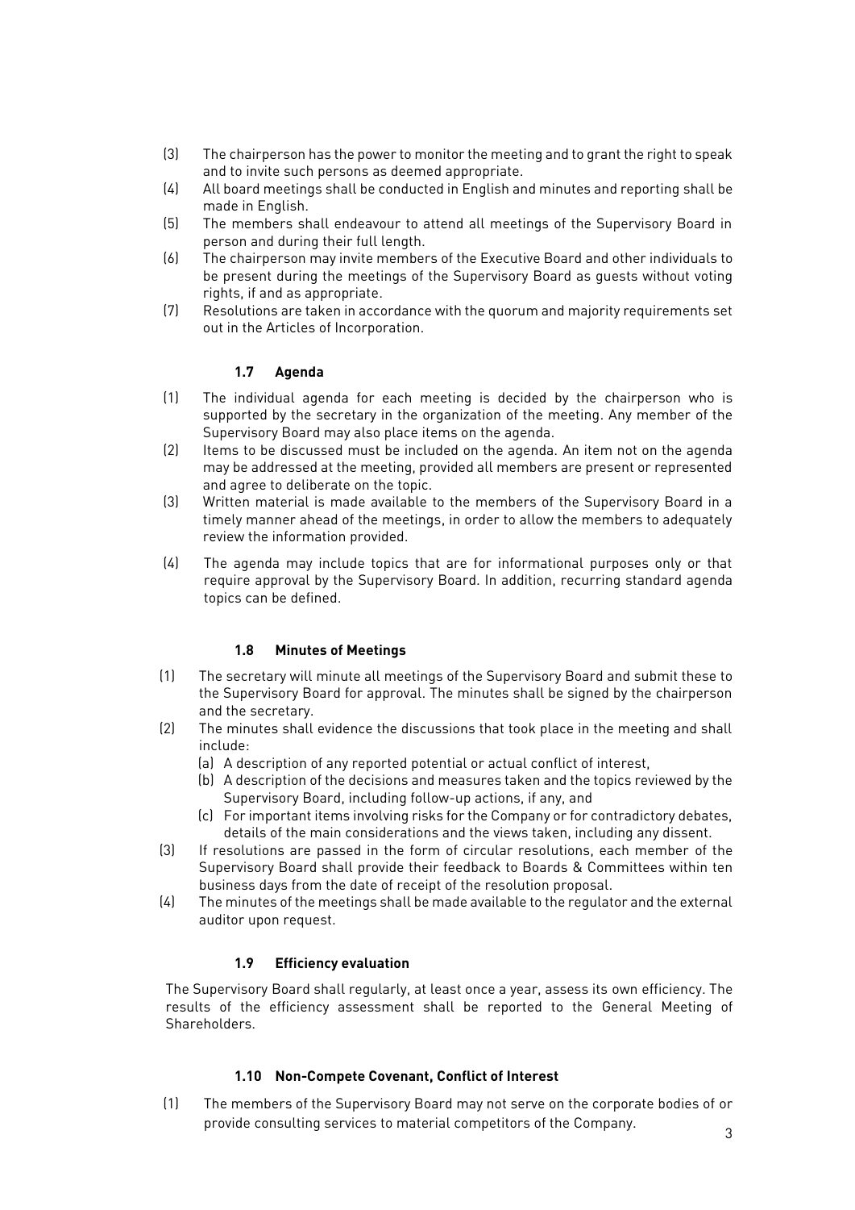(3) The chairperson has the power to monitor the meeting and to grant the right to speak and to invite such persons as deemed appropriate.

(4) All board meetings shall be conducted in English and minutes and reporting shall be made in English.

(5) The members shall endeavour to attend all meetings of the Supervisory Board in person and during their full length.

(6) The chairperson may invite members of the Executive Board and other individuals to be present during the meetings of the Supervisory Board as guests without voting rights, if and as appropriate.

(7) Resolutions are taken in accordance with the quorum and majority requirements set out in the Articles of Incorporation.

### 1.7 Agenda

(1) The individual agenda for each meeting is decided by the chairperson who is supported by the secretary in the organization of the meeting. Any member of the Supervisory Board may also place items on the agenda.

(2) Items to be discussed must be included on the agenda. An item not on the agenda may be addressed at the meeting, provided all members are present or represented and agree to deliberate on the topic.

(3) Written material is made available to the members of the Supervisory Board in a timely manner ahead of the meetings, in order to allow the members to adequately review the information provided.

(4) The agenda may include topics that are for informational purposes only or that require approval by the Supervisory Board. In addition, recurring standard agenda topics can be defined.

### 1.8 Minutes of Meetings

(1) The secretary will minute all meetings of the Supervisory Board and submit these to the Supervisory Board for approval. The minutes shall be signed by the chairperson and the secretary.

(2) The minutes shall evidence the discussions that took place in the meeting and shall include:
   (a) A description of any reported potential or actual conflict of interest,
   (b) A description of the decisions and measures taken and the topics reviewed by the Supervisory Board, including follow-up actions, if any, and
   (c) For important items involving risks for the Company or for contradictory debates, details of the main considerations and the views taken, including any dissent.

(3) If resolutions are passed in the form of circular resolutions, each member of the Supervisory Board shall provide their feedback to Boards & Committees within ten business days from the date of receipt of the resolution proposal.

(4) The minutes of the meetings shall be made available to the regulator and the external auditor upon request.

### 1.9 Efficiency evaluation

The Supervisory Board shall regularly, at least once a year, assess its own efficiency. The results of the efficiency assessment shall be reported to the General Meeting of Shareholders.

### 1.10 Non-Compete Covenant, Conflict of Interest

(1) The members of the Supervisory Board may not serve on the corporate bodies of or provide consulting services to material competitors of the Company.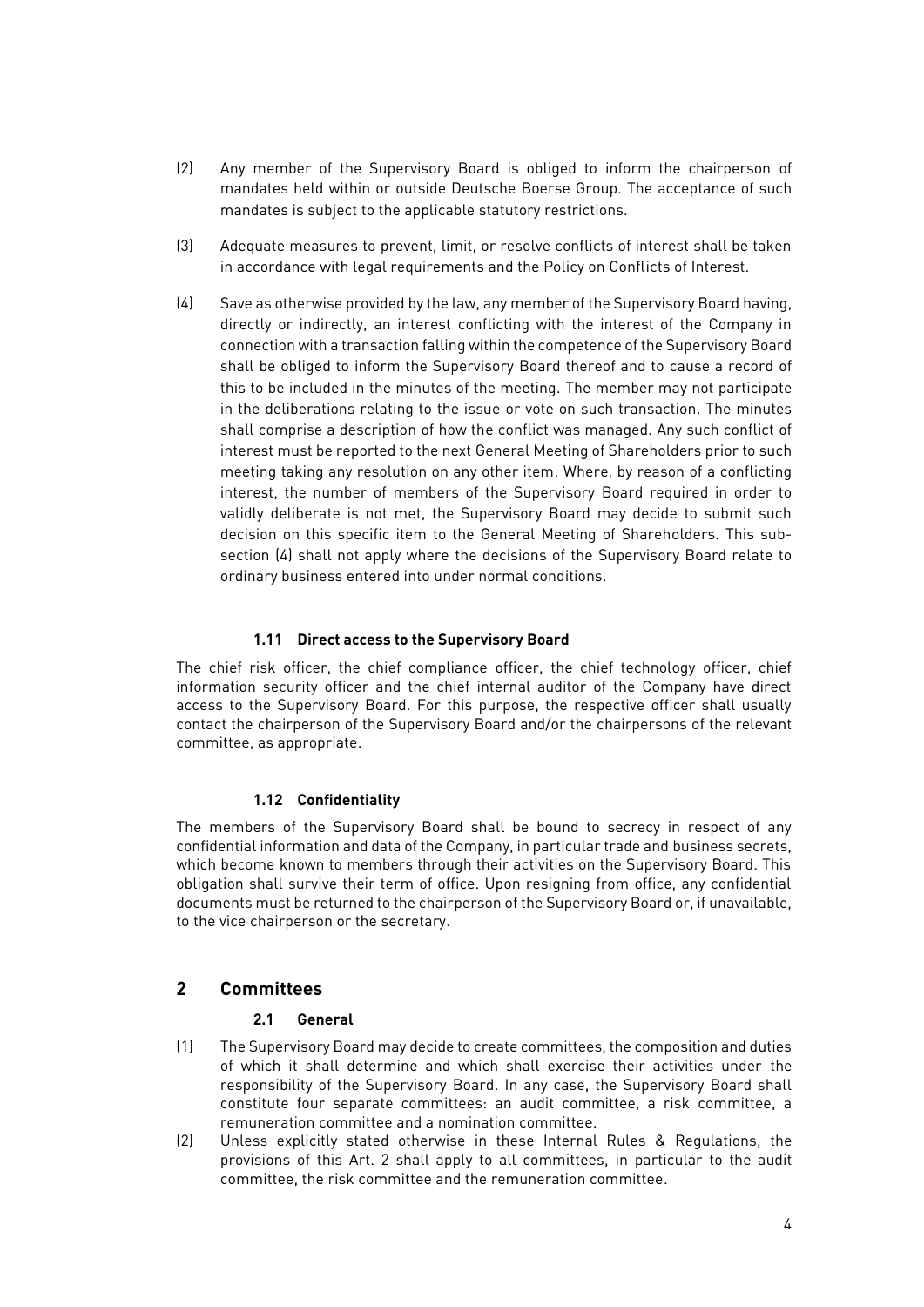(2) Any member of the Supervisory Board is obliged to inform the chairperson of mandates held within or outside Deutsche Boerse Group. The acceptance of such mandates is subject to the applicable statutory restrictions.

(3) Adequate measures to prevent, limit, or resolve conflicts of interest shall be taken in accordance with legal requirements and the Policy on Conflicts of Interest.

(4) Save as otherwise provided by the law, any member of the Supervisory Board having, directly or indirectly, an interest conflicting with the interest of the Company in connection with a transaction falling within the competence of the Supervisory Board shall be obliged to inform the Supervisory Board thereof and to cause a record of this to be included in the minutes of the meeting. The member may not participate in the deliberations relating to the issue or vote on such transaction. The minutes shall comprise a description of how the conflict was managed. Any such conflict of interest must be reported to the next General Meeting of Shareholders prior to such meeting taking any resolution on any other item. Where, by reason of a conflicting interest, the number of members of the Supervisory Board required in order to validly deliberate is not met, the Supervisory Board may decide to submit such decision on this specific item to the General Meeting of Shareholders. This sub-section (4) shall not apply where the decisions of the Supervisory Board relate to ordinary business entered into under normal conditions.

### 1.11 Direct access to the Supervisory Board

The chief risk officer, the chief compliance officer, the chief technology officer, chief information security officer and the chief internal auditor of the Company have direct access to the Supervisory Board. For this purpose, the respective officer shall usually contact the chairperson of the Supervisory Board and/or the chairpersons of the relevant committee, as appropriate.

### 1.12 Confidentiality

The members of the Supervisory Board shall be bound to secrecy in respect of any confidential information and data of the Company, in particular trade and business secrets, which become known to members through their activities on the Supervisory Board. This obligation shall survive their term of office. Upon resigning from office, any confidential documents must be returned to the chairperson of the Supervisory Board or, if unavailable, to the vice chairperson or the secretary.

## 2 Committees

### 2.1 General

(1) The Supervisory Board may decide to create committees, the composition and duties of which it shall determine and which shall exercise their activities under the responsibility of the Supervisory Board. In any case, the Supervisory Board shall constitute four separate committees: an audit committee, a risk committee, a remuneration committee and a nomination committee.

(2) Unless explicitly stated otherwise in these Internal Rules & Regulations, the provisions of this Art. 2 shall apply to all committees, in particular to the audit committee, the risk committee and the remuneration committee.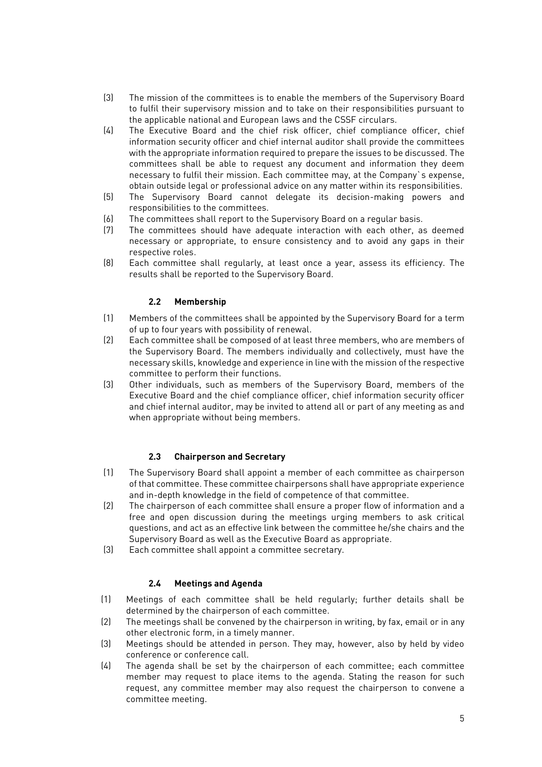(3) The mission of the committees is to enable the members of the Supervisory Board to fulfil their supervisory mission and to take on their responsibilities pursuant to the applicable national and European laws and the CSSF circulars.

(4) The Executive Board and the chief risk officer, chief compliance officer, chief information security officer and chief internal auditor shall provide the committees with the appropriate information required to prepare the issues to be discussed. The committees shall be able to request any document and information they deem necessary to fulfil their mission. Each committee may, at the Company`s expense, obtain outside legal or professional advice on any matter within its responsibilities.

(5) The Supervisory Board cannot delegate its decision-making powers and responsibilities to the committees.

(6) The committees shall report to the Supervisory Board on a regular basis.

(7) The committees should have adequate interaction with each other, as deemed necessary or appropriate, to ensure consistency and to avoid any gaps in their respective roles.

(8) Each committee shall regularly, at least once a year, assess its efficiency. The results shall be reported to the Supervisory Board.

### 2.2 Membership

(1) Members of the committees shall be appointed by the Supervisory Board for a term of up to four years with possibility of renewal.

(2) Each committee shall be composed of at least three members, who are members of the Supervisory Board. The members individually and collectively, must have the necessary skills, knowledge and experience in line with the mission of the respective committee to perform their functions.

(3) Other individuals, such as members of the Supervisory Board, members of the Executive Board and the chief compliance officer, chief information security officer and chief internal auditor, may be invited to attend all or part of any meeting as and when appropriate without being members.

### 2.3 Chairperson and Secretary

(1) The Supervisory Board shall appoint a member of each committee as chairperson of that committee. These committee chairpersons shall have appropriate experience and in-depth knowledge in the field of competence of that committee.

(2) The chairperson of each committee shall ensure a proper flow of information and a free and open discussion during the meetings urging members to ask critical questions, and act as an effective link between the committee he/she chairs and the Supervisory Board as well as the Executive Board as appropriate.

(3) Each committee shall appoint a committee secretary.

### 2.4 Meetings and Agenda

(1) Meetings of each committee shall be held regularly; further details shall be determined by the chairperson of each committee.

(2) The meetings shall be convened by the chairperson in writing, by fax, email or in any other electronic form, in a timely manner.

(3) Meetings should be attended in person. They may, however, also by held by video conference or conference call.

(4) The agenda shall be set by the chairperson of each committee; each committee member may request to place items to the agenda. Stating the reason for such request, any committee member may also request the chairperson to convene a committee meeting.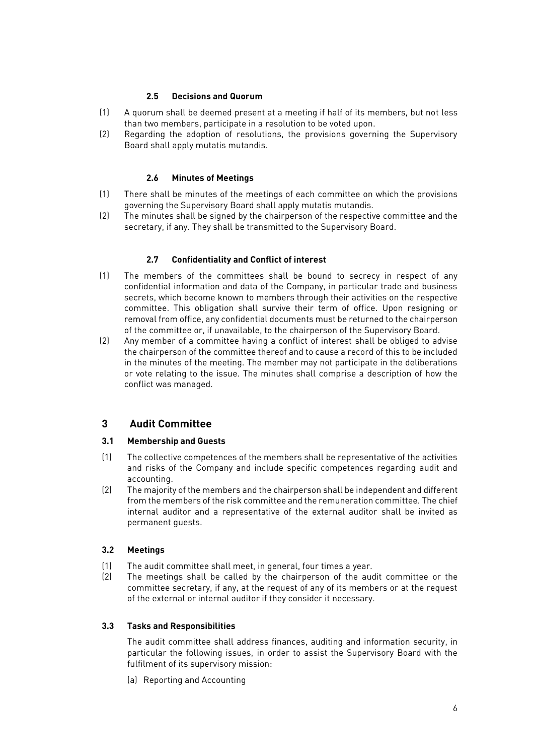### 2.5 Decisions and Quorum

(1) A quorum shall be deemed present at a meeting if half of its members, but not less than two members, participate in a resolution to be voted upon.

(2) Regarding the adoption of resolutions, the provisions governing the Supervisory Board shall apply mutatis mutandis.

### 2.6 Minutes of Meetings

(1) There shall be minutes of the meetings of each committee on which the provisions governing the Supervisory Board shall apply mutatis mutandis.

(2) The minutes shall be signed by the chairperson of the respective committee and the secretary, if any. They shall be transmitted to the Supervisory Board.

### 2.7 Confidentiality and Conflict of interest

(1) The members of the committees shall be bound to secrecy in respect of any confidential information and data of the Company, in particular trade and business secrets, which become known to members through their activities on the respective committee. This obligation shall survive their term of office. Upon resigning or removal from office, any confidential documents must be returned to the chairperson of the committee or, if unavailable, to the chairperson of the Supervisory Board.

(2) Any member of a committee having a conflict of interest shall be obliged to advise the chairperson of the committee thereof and to cause a record of this to be included in the minutes of the meeting. The member may not participate in the deliberations or vote relating to the issue. The minutes shall comprise a description of how the conflict was managed.

## 3 Audit Committee

### 3.1 Membership and Guests

(1) The collective competences of the members shall be representative of the activities and risks of the Company and include specific competences regarding audit and accounting.

(2) The majority of the members and the chairperson shall be independent and different from the members of the risk committee and the remuneration committee. The chief internal auditor and a representative of the external auditor shall be invited as permanent guests.

### 3.2 Meetings

(1) The audit committee shall meet, in general, four times a year.

(2) The meetings shall be called by the chairperson of the audit committee or the committee secretary, if any, at the request of any of its members or at the request of the external or internal auditor if they consider it necessary.

### 3.3 Tasks and Responsibilities

The audit committee shall address finances, auditing and information security, in particular the following issues, in order to assist the Supervisory Board with the fulfilment of its supervisory mission:

(a) Reporting and Accounting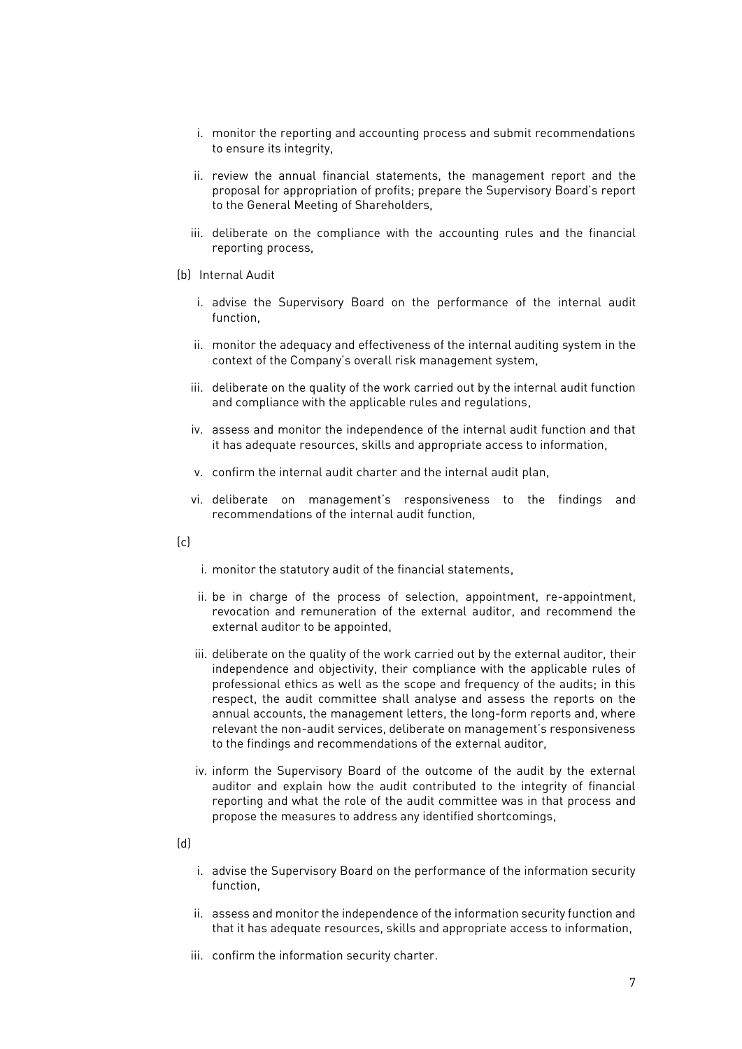i. monitor the reporting and accounting process and submit recommendations to ensure its integrity,

ii. review the annual financial statements, the management report and the proposal for appropriation of profits; prepare the Supervisory Board's report to the General Meeting of Shareholders,

iii. deliberate on the compliance with the accounting rules and the financial reporting process,

(b) Internal Audit

i. advise the Supervisory Board on the performance of the internal audit function,

ii. monitor the adequacy and effectiveness of the internal auditing system in the context of the Company's overall risk management system,

iii. deliberate on the quality of the work carried out by the internal audit function and compliance with the applicable rules and regulations,

iv. assess and monitor the independence of the internal audit function and that it has adequate resources, skills and appropriate access to information,

v. confirm the internal audit charter and the internal audit plan,

vi. deliberate on management's responsiveness to the findings and recommendations of the internal audit function,

(c)

i. monitor the statutory audit of the financial statements,

ii. be in charge of the process of selection, appointment, re-appointment, revocation and remuneration of the external auditor, and recommend the external auditor to be appointed,

iii. deliberate on the quality of the work carried out by the external auditor, their independence and objectivity, their compliance with the applicable rules of professional ethics as well as the scope and frequency of the audits; in this respect, the audit committee shall analyse and assess the reports on the annual accounts, the management letters, the long-form reports and, where relevant the non-audit services, deliberate on management's responsiveness to the findings and recommendations of the external auditor,

iv. inform the Supervisory Board of the outcome of the audit by the external auditor and explain how the audit contributed to the integrity of financial reporting and what the role of the audit committee was in that process and propose the measures to address any identified shortcomings,

(d)

i. advise the Supervisory Board on the performance of the information security function,

ii. assess and monitor the independence of the information security function and that it has adequate resources, skills and appropriate access to information,

iii. confirm the information security charter.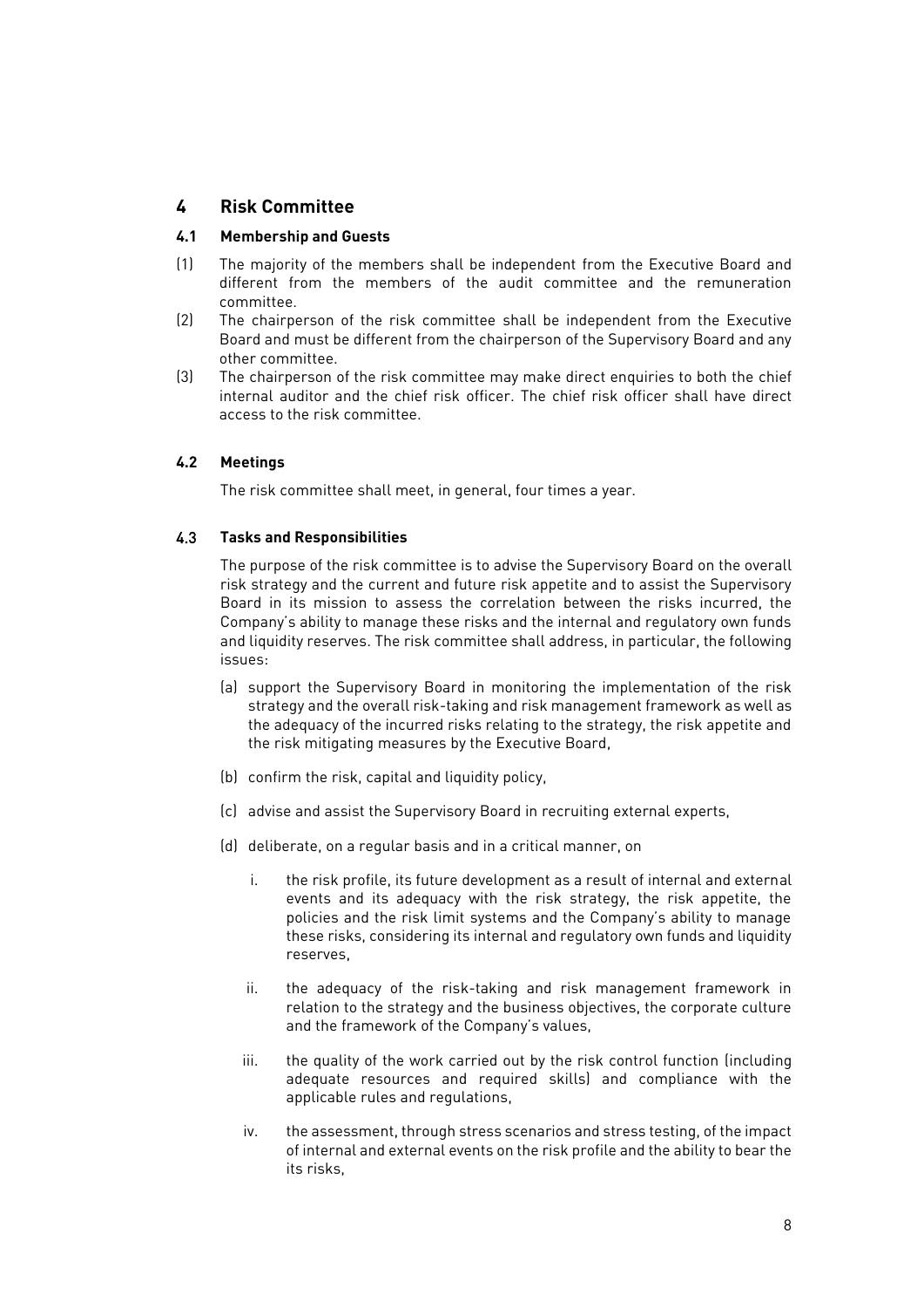## 4 Risk Committee

### 4.1 Membership and Guests

(1) The majority of the members shall be independent from the Executive Board and different from the members of the audit committee and the remuneration committee.

(2) The chairperson of the risk committee shall be independent from the Executive Board and must be different from the chairperson of the Supervisory Board and any other committee.

(3) The chairperson of the risk committee may make direct enquiries to both the chief internal auditor and the chief risk officer. The chief risk officer shall have direct access to the risk committee.

### 4.2 Meetings

The risk committee shall meet, in general, four times a year.

### 4.3 Tasks and Responsibilities

The purpose of the risk committee is to advise the Supervisory Board on the overall risk strategy and the current and future risk appetite and to assist the Supervisory Board in its mission to assess the correlation between the risks incurred, the Company's ability to manage these risks and the internal and regulatory own funds and liquidity reserves. The risk committee shall address, in particular, the following issues:

(a) support the Supervisory Board in monitoring the implementation of the risk strategy and the overall risk-taking and risk management framework as well as the adequacy of the incurred risks relating to the strategy, the risk appetite and the risk mitigating measures by the Executive Board,

(b) confirm the risk, capital and liquidity policy,

(c) advise and assist the Supervisory Board in recruiting external experts,

(d) deliberate, on a regular basis and in a critical manner, on

i. the risk profile, its future development as a result of internal and external events and its adequacy with the risk strategy, the risk appetite, the policies and the risk limit systems and the Company's ability to manage these risks, considering its internal and regulatory own funds and liquidity reserves,

ii. the adequacy of the risk-taking and risk management framework in relation to the strategy and the business objectives, the corporate culture and the framework of the Company's values,

iii. the quality of the work carried out by the risk control function (including adequate resources and required skills) and compliance with the applicable rules and regulations,

iv. the assessment, through stress scenarios and stress testing, of the impact of internal and external events on the risk profile and the ability to bear the its risks,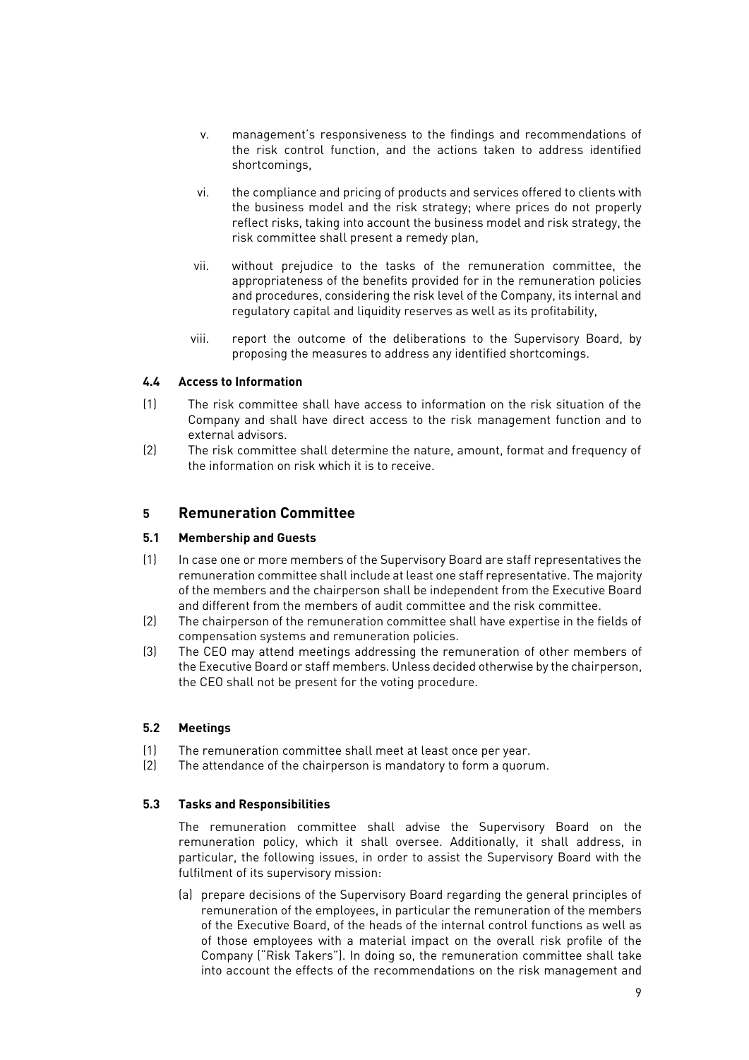v. management's responsiveness to the findings and recommendations of the risk control function, and the actions taken to address identified shortcomings,

vi. the compliance and pricing of products and services offered to clients with the business model and the risk strategy; where prices do not properly reflect risks, taking into account the business model and risk strategy, the risk committee shall present a remedy plan,

vii. without prejudice to the tasks of the remuneration committee, the appropriateness of the benefits provided for in the remuneration policies and procedures, considering the risk level of the Company, its internal and regulatory capital and liquidity reserves as well as its profitability,

viii. report the outcome of the deliberations to the Supervisory Board, by proposing the measures to address any identified shortcomings.

### 4.4 Access to Information

(1) The risk committee shall have access to information on the risk situation of the Company and shall have direct access to the risk management function and to external advisors.

(2) The risk committee shall determine the nature, amount, format and frequency of the information on risk which it is to receive.

## 5 Remuneration Committee

### 5.1 Membership and Guests

(1) In case one or more members of the Supervisory Board are staff representatives the remuneration committee shall include at least one staff representative. The majority of the members and the chairperson shall be independent from the Executive Board and different from the members of audit committee and the risk committee.

(2) The chairperson of the remuneration committee shall have expertise in the fields of compensation systems and remuneration policies.

(3) The CEO may attend meetings addressing the remuneration of other members of the Executive Board or staff members. Unless decided otherwise by the chairperson, the CEO shall not be present for the voting procedure.

### 5.2 Meetings

(1) The remuneration committee shall meet at least once per year.

(2) The attendance of the chairperson is mandatory to form a quorum.

### 5.3 Tasks and Responsibilities

The remuneration committee shall advise the Supervisory Board on the remuneration policy, which it shall oversee. Additionally, it shall address, in particular, the following issues, in order to assist the Supervisory Board with the fulfilment of its supervisory mission:

(a) prepare decisions of the Supervisory Board regarding the general principles of remuneration of the employees, in particular the remuneration of the members of the Executive Board, of the heads of the internal control functions as well as of those employees with a material impact on the overall risk profile of the Company ("Risk Takers"). In doing so, the remuneration committee shall take into account the effects of the recommendations on the risk management and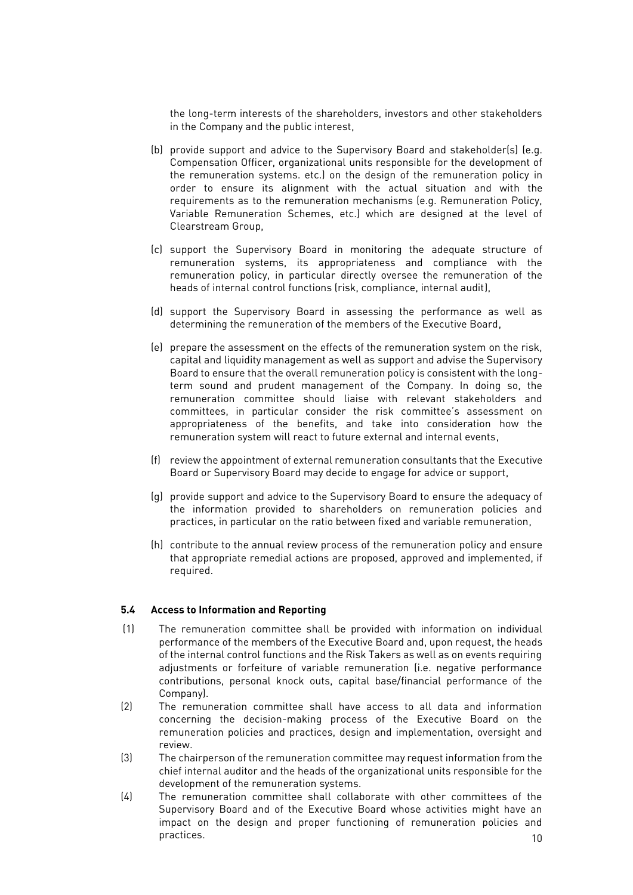the long-term interests of the shareholders, investors and other stakeholders in the Company and the public interest,

(b) provide support and advice to the Supervisory Board and stakeholder(s) (e.g. Compensation Officer, organizational units responsible for the development of the remuneration systems. etc.) on the design of the remuneration policy in order to ensure its alignment with the actual situation and with the requirements as to the remuneration mechanisms (e.g. Remuneration Policy, Variable Remuneration Schemes, etc.) which are designed at the level of Clearstream Group,

(c) support the Supervisory Board in monitoring the adequate structure of remuneration systems, its appropriateness and compliance with the remuneration policy, in particular directly oversee the remuneration of the heads of internal control functions (risk, compliance, internal audit),

(d) support the Supervisory Board in assessing the performance as well as determining the remuneration of the members of the Executive Board,

(e) prepare the assessment on the effects of the remuneration system on the risk, capital and liquidity management as well as support and advise the Supervisory Board to ensure that the overall remuneration policy is consistent with the long-term sound and prudent management of the Company. In doing so, the remuneration committee should liaise with relevant stakeholders and committees, in particular consider the risk committee's assessment on appropriateness of the benefits, and take into consideration how the remuneration system will react to future external and internal events,

(f) review the appointment of external remuneration consultants that the Executive Board or Supervisory Board may decide to engage for advice or support,

(g) provide support and advice to the Supervisory Board to ensure the adequacy of the information provided to shareholders on remuneration policies and practices, in particular on the ratio between fixed and variable remuneration,

(h) contribute to the annual review process of the remuneration policy and ensure that appropriate remedial actions are proposed, approved and implemented, if required.

### 5.4 Access to Information and Reporting

(1) The remuneration committee shall be provided with information on individual performance of the members of the Executive Board and, upon request, the heads of the internal control functions and the Risk Takers as well as on events requiring adjustments or forfeiture of variable remuneration (i.e. negative performance contributions, personal knock outs, capital base/financial performance of the Company).

(2) The remuneration committee shall have access to all data and information concerning the decision-making process of the Executive Board on the remuneration policies and practices, design and implementation, oversight and review.

(3) The chairperson of the remuneration committee may request information from the chief internal auditor and the heads of the organizational units responsible for the development of the remuneration systems.

(4) The remuneration committee shall collaborate with other committees of the Supervisory Board and of the Executive Board whose activities might have an impact on the design and proper functioning of remuneration policies and practices.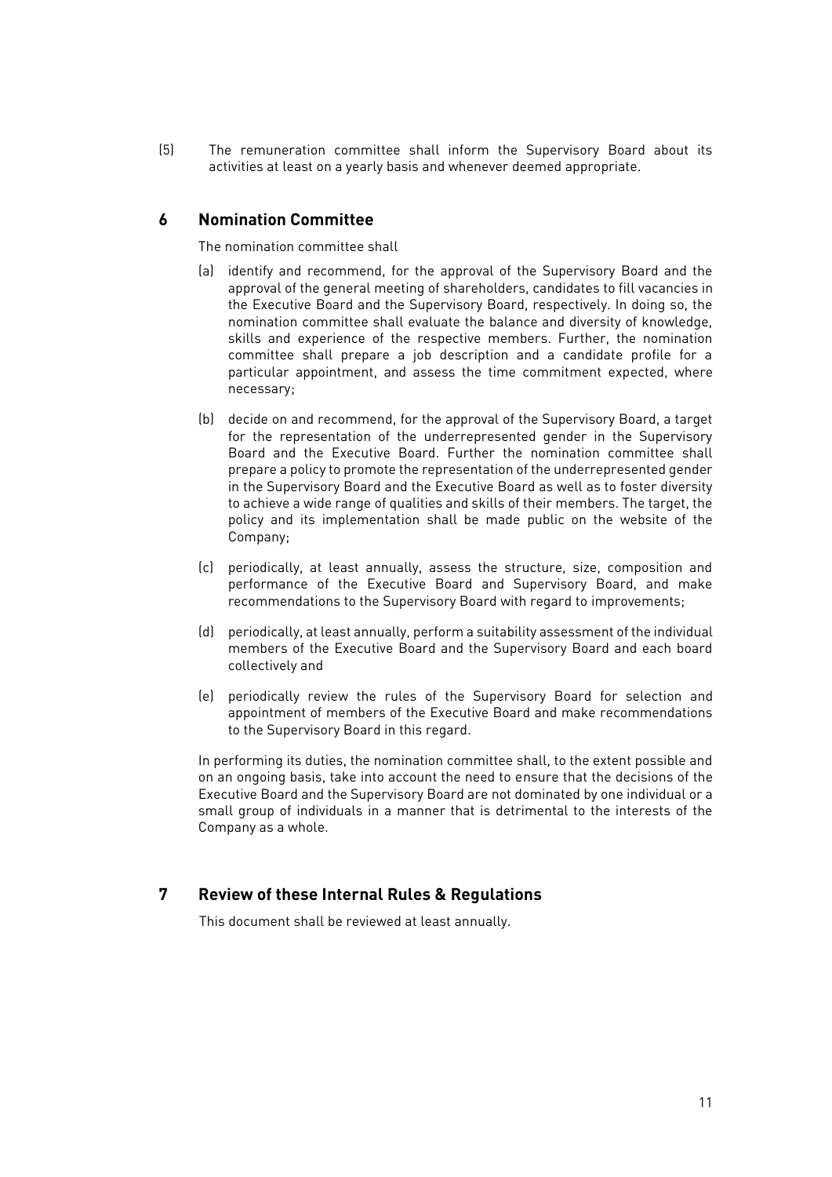(5) The remuneration committee shall inform the Supervisory Board about its activities at least on a yearly basis and whenever deemed appropriate.

## 6 Nomination Committee

The nomination committee shall

(a) identify and recommend, for the approval of the Supervisory Board and the approval of the general meeting of shareholders, candidates to fill vacancies in the Executive Board and the Supervisory Board, respectively. In doing so, the nomination committee shall evaluate the balance and diversity of knowledge, skills and experience of the respective members. Further, the nomination committee shall prepare a job description and a candidate profile for a particular appointment, and assess the time commitment expected, where necessary;

(b) decide on and recommend, for the approval of the Supervisory Board, a target for the representation of the underrepresented gender in the Supervisory Board and the Executive Board. Further the nomination committee shall prepare a policy to promote the representation of the underrepresented gender in the Supervisory Board and the Executive Board as well as to foster diversity to achieve a wide range of qualities and skills of their members. The target, the policy and its implementation shall be made public on the website of the Company;

(c) periodically, at least annually, assess the structure, size, composition and performance of the Executive Board and Supervisory Board, and make recommendations to the Supervisory Board with regard to improvements;

(d) periodically, at least annually, perform a suitability assessment of the individual members of the Executive Board and the Supervisory Board and each board collectively and

(e) periodically review the rules of the Supervisory Board for selection and appointment of members of the Executive Board and make recommendations to the Supervisory Board in this regard.

In performing its duties, the nomination committee shall, to the extent possible and on an ongoing basis, take into account the need to ensure that the decisions of the Executive Board and the Supervisory Board are not dominated by one individual or a small group of individuals in a manner that is detrimental to the interests of the Company as a whole.

## 7 Review of these Internal Rules & Regulations

This document shall be reviewed at least annually.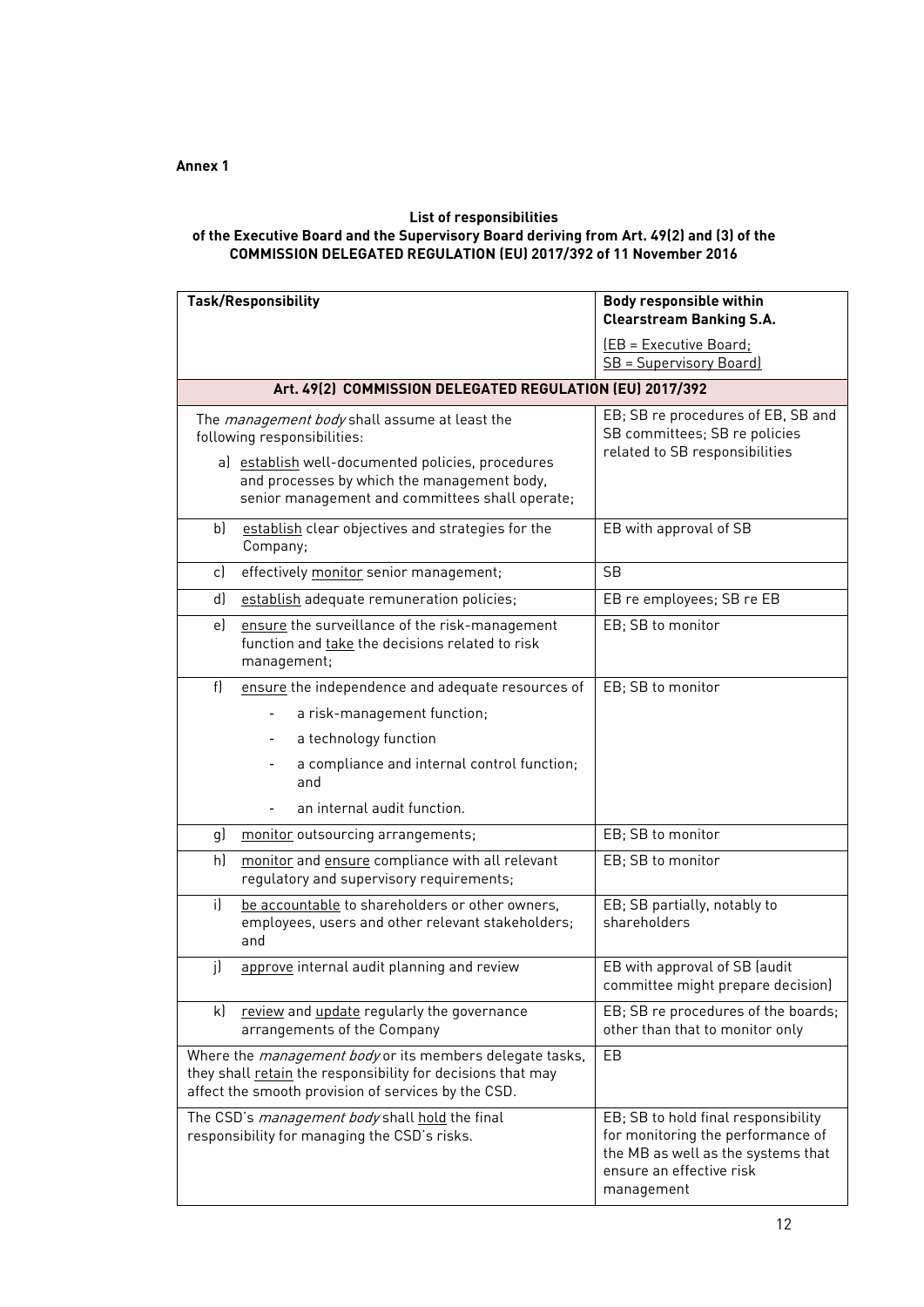**Annex 1**

**List of responsibilities**
**of the Executive Board and the Supervisory Board deriving from Art. 49(2) and (3) of the COMMISSION DELEGATED REGULATION (EU) 2017/392 of 11 November 2016**

| **Task/Responsibility** | **Body responsible within Clearstream Banking S.A.**<br><br>(EB = Executive Board;<br>SB = Supervisory Board) |
|---|---|
| **Art. 49(2) COMMISSION DELEGATED REGULATION (EU) 2017/392** | |
| The *management body* shall assume at least the following responsibilities:<br><br>a) establish well-documented policies, procedures and processes by which the management body, senior management and committees shall operate; | EB; SB re procedures of EB, SB and SB committees; SB re policies related to SB responsibilities |
| b) establish clear objectives and strategies for the Company; | EB with approval of SB |
| c) effectively monitor senior management; | SB |
| d) establish adequate remuneration policies; | EB re employees; SB re EB |
| e) ensure the surveillance of the risk-management function and take the decisions related to risk management; | EB; SB to monitor |
| f) ensure the independence and adequate resources of<br>- a risk-management function;<br>- a technology function<br>- a compliance and internal control function; and<br>- an internal audit function. | EB; SB to monitor |
| g) monitor outsourcing arrangements; | EB; SB to monitor |
| h) monitor and ensure compliance with all relevant regulatory and supervisory requirements; | EB; SB to monitor |
| i) be accountable to shareholders or other owners, employees, users and other relevant stakeholders; and | EB; SB partially, notably to shareholders |
| j) approve internal audit planning and review | EB with approval of SB (audit committee might prepare decision) |
| k) review and update regularly the governance arrangements of the Company | EB; SB re procedures of the boards; other than that to monitor only |
| Where the *management body* or its members delegate tasks, they shall retain the responsibility for decisions that may affect the smooth provision of services by the CSD. | EB |
| The CSD's *management body* shall hold the final responsibility for managing the CSD's risks. | EB; SB to hold final responsibility for monitoring the performance of the MB as well as the systems that ensure an effective risk management |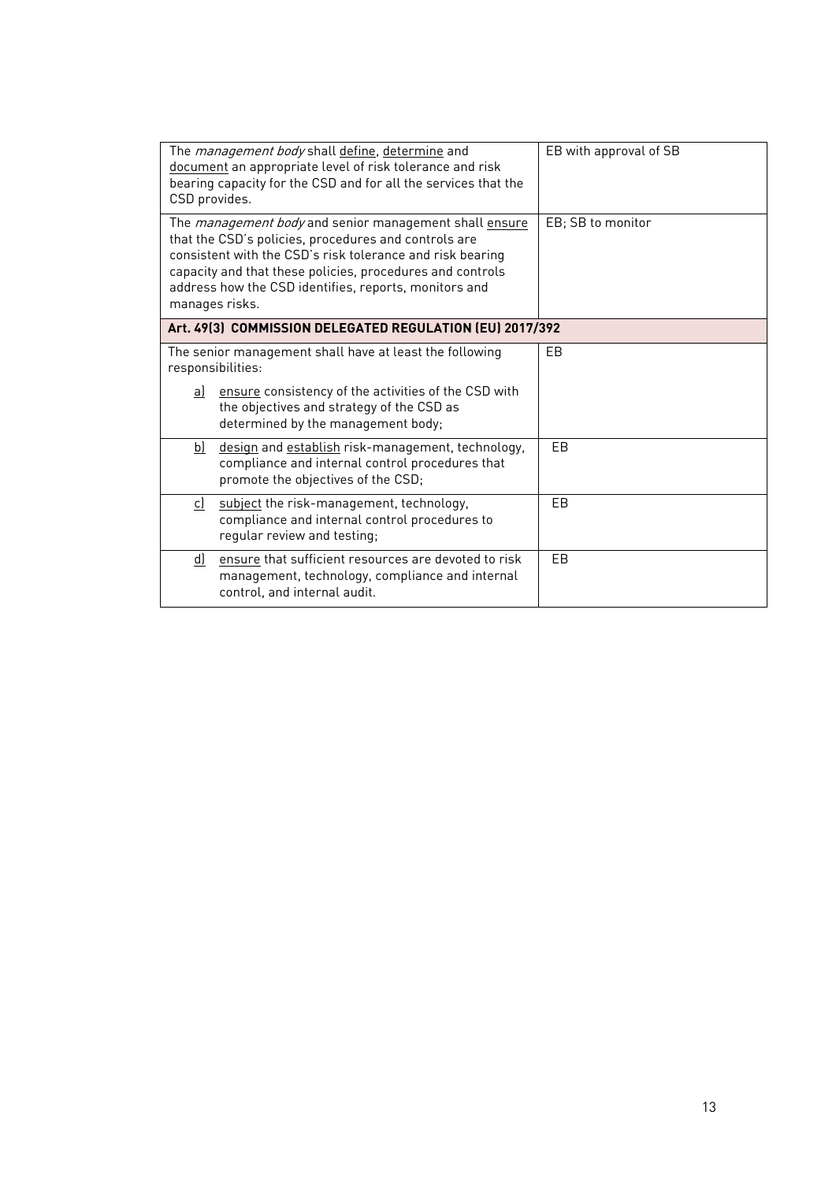| | |
|---|---|
| The *management body* shall <u>define</u>, <u>determine</u> and <u>document</u> an appropriate level of risk tolerance and risk bearing capacity for the CSD and for all the services that the CSD provides. | EB with approval of SB |
| The *management body* and senior management shall <u>ensure</u> that the CSD's policies, procedures and controls are consistent with the CSD's risk tolerance and risk bearing capacity and that these policies, procedures and controls address how the CSD identifies, reports, monitors and manages risks. | EB; SB to monitor |
| **Art. 49(3) COMMISSION DELEGATED REGULATION (EU) 2017/392** | |
| The senior management shall have at least the following responsibilities:<br><br><u>a)</u> <u>ensure</u> consistency of the activities of the CSD with the objectives and strategy of the CSD as determined by the management body; | EB |
| <u>b)</u> <u>design</u> and <u>establish</u> risk-management, technology, compliance and internal control procedures that promote the objectives of the CSD; | EB |
| <u>c)</u> <u>subject</u> the risk-management, technology, compliance and internal control procedures to regular review and testing; | EB |
| <u>d)</u> <u>ensure</u> that sufficient resources are devoted to risk management, technology, compliance and internal control, and internal audit. | EB |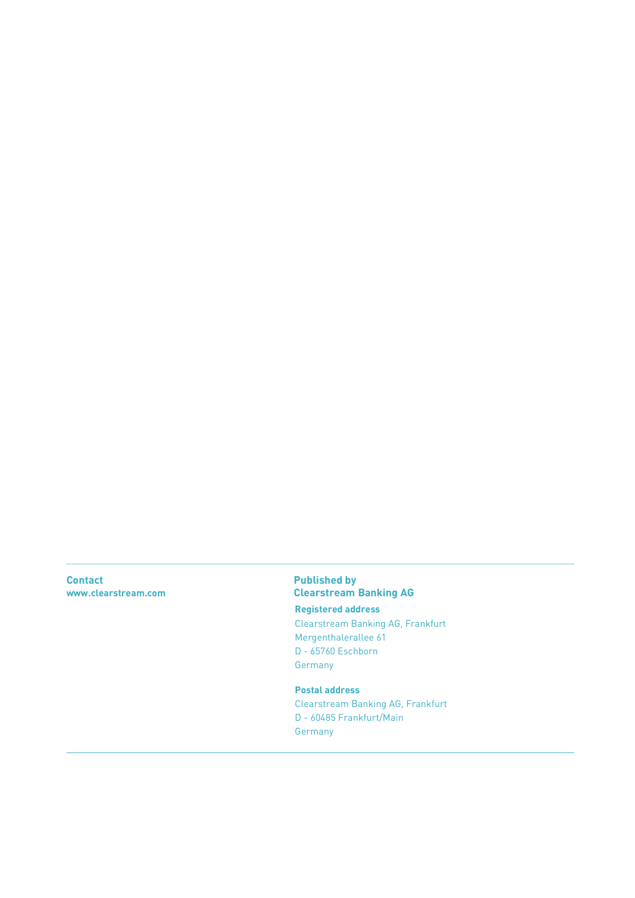**Contact**
**www.clearstream.com**

**Published by**
**Clearstream Banking AG**

**Registered address**
Clearstream Banking AG, Frankfurt
Mergenthalerallee 61
D - 65760 Eschborn
Germany

**Postal address**
Clearstream Banking AG, Frankfurt
D - 60485 Frankfurt/Main
Germany